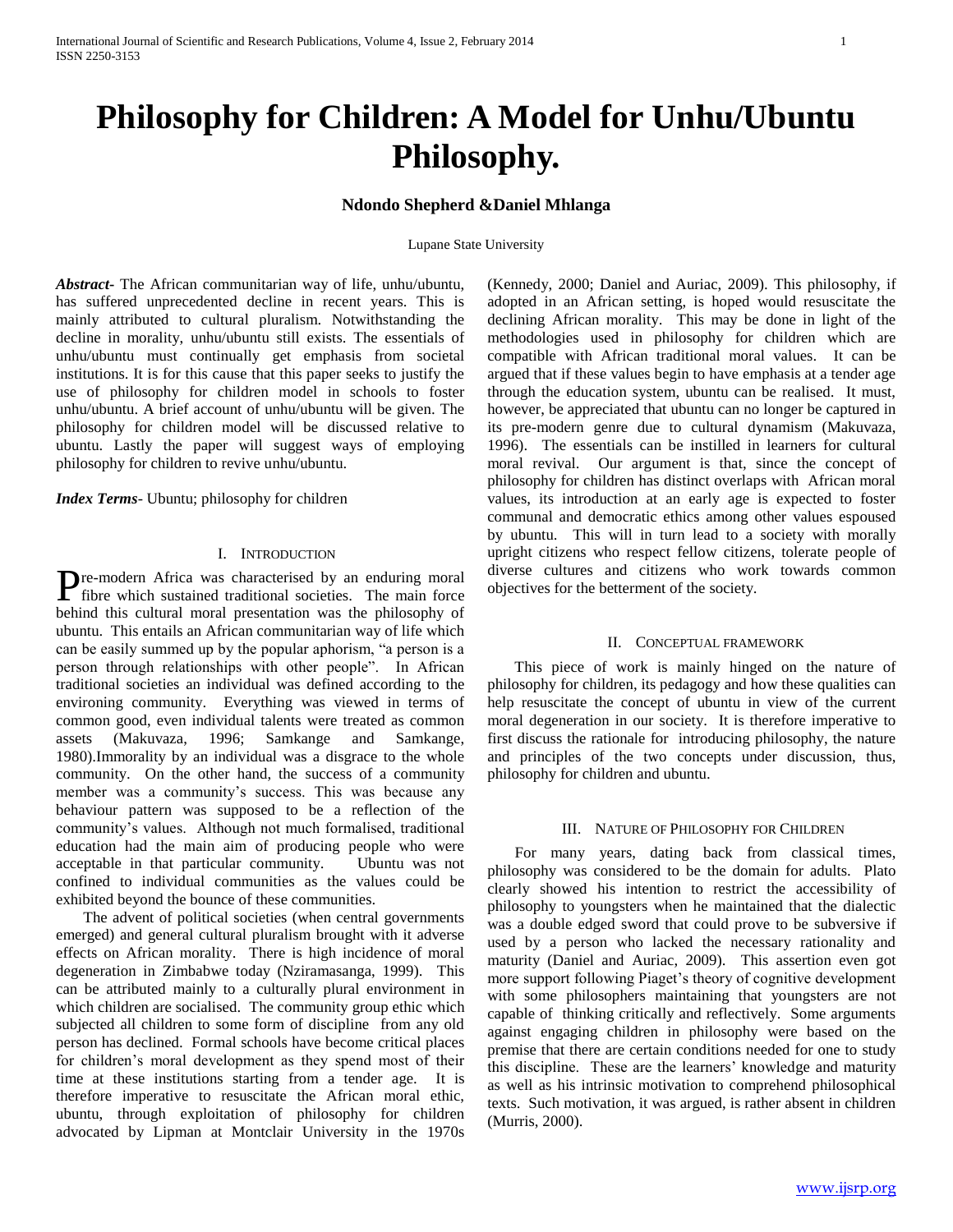# Philosophy for Children: A Model for Unhu/Ubuntu Philosophy.

**Ndondo Shepherd &Daniel Mhlanga**

Lupane State University

***Abstract***- The African communitarian way of life, unhu/ubuntu, has suffered unprecedented decline in recent years. This is mainly attributed to cultural pluralism. Notwithstanding the decline in morality, unhu/ubuntu still exists. The essentials of unhu/ubuntu must continually get emphasis from societal institutions. It is for this cause that this paper seeks to justify the use of philosophy for children model in schools to foster unhu/ubuntu. A brief account of unhu/ubuntu will be given. The philosophy for children model will be discussed relative to ubuntu. Lastly the paper will suggest ways of employing philosophy for children to revive unhu/ubuntu.

***Index Terms***- Ubuntu; philosophy for children

## I. Introduction

Pre-modern Africa was characterised by an enduring moral fibre which sustained traditional societies. The main force behind this cultural moral presentation was the philosophy of ubuntu. This entails an African communitarian way of life which can be easily summed up by the popular aphorism, "a person is a person through relationships with other people". In African traditional societies an individual was defined according to the environing community. Everything was viewed in terms of common good, even individual talents were treated as common assets (Makuvaza, 1996; Samkange and Samkange, 1980).Immorality by an individual was a disgrace to the whole community. On the other hand, the success of a community member was a community's success. This was because any behaviour pattern was supposed to be a reflection of the community's values. Although not much formalised, traditional education had the main aim of producing people who were acceptable in that particular community. Ubuntu was not confined to individual communities as the values could be exhibited beyond the bounce of these communities.

The advent of political societies (when central governments emerged) and general cultural pluralism brought with it adverse effects on African morality. There is high incidence of moral degeneration in Zimbabwe today (Nziramasanga, 1999). This can be attributed mainly to a culturally plural environment in which children are socialised. The community group ethic which subjected all children to some form of discipline from any old person has declined. Formal schools have become critical places for children's moral development as they spend most of their time at these institutions starting from a tender age. It is therefore imperative to resuscitate the African moral ethic, ubuntu, through exploitation of philosophy for children advocated by Lipman at Montclair University in the 1970s (Kennedy, 2000; Daniel and Auriac, 2009). This philosophy, if adopted in an African setting, is hoped would resuscitate the declining African morality. This may be done in light of the methodologies used in philosophy for children which are compatible with African traditional moral values. It can be argued that if these values begin to have emphasis at a tender age through the education system, ubuntu can be realised. It must, however, be appreciated that ubuntu can no longer be captured in its pre-modern genre due to cultural dynamism (Makuvaza, 1996). The essentials can be instilled in learners for cultural moral revival. Our argument is that, since the concept of philosophy for children has distinct overlaps with African moral values, its introduction at an early age is expected to foster communal and democratic ethics among other values espoused by ubuntu. This will in turn lead to a society with morally upright citizens who respect fellow citizens, tolerate people of diverse cultures and citizens who work towards common objectives for the betterment of the society.

## II. Conceptual framework

This piece of work is mainly hinged on the nature of philosophy for children, its pedagogy and how these qualities can help resuscitate the concept of ubuntu in view of the current moral degeneration in our society. It is therefore imperative to first discuss the rationale for introducing philosophy, the nature and principles of the two concepts under discussion, thus, philosophy for children and ubuntu.

## III. Nature of Philosophy for Children

For many years, dating back from classical times, philosophy was considered to be the domain for adults. Plato clearly showed his intention to restrict the accessibility of philosophy to youngsters when he maintained that the dialectic was a double edged sword that could prove to be subversive if used by a person who lacked the necessary rationality and maturity (Daniel and Auriac, 2009). This assertion even got more support following Piaget's theory of cognitive development with some philosophers maintaining that youngsters are not capable of thinking critically and reflectively. Some arguments against engaging children in philosophy were based on the premise that there are certain conditions needed for one to study this discipline. These are the learners' knowledge and maturity as well as his intrinsic motivation to comprehend philosophical texts. Such motivation, it was argued, is rather absent in children (Murris, 2000).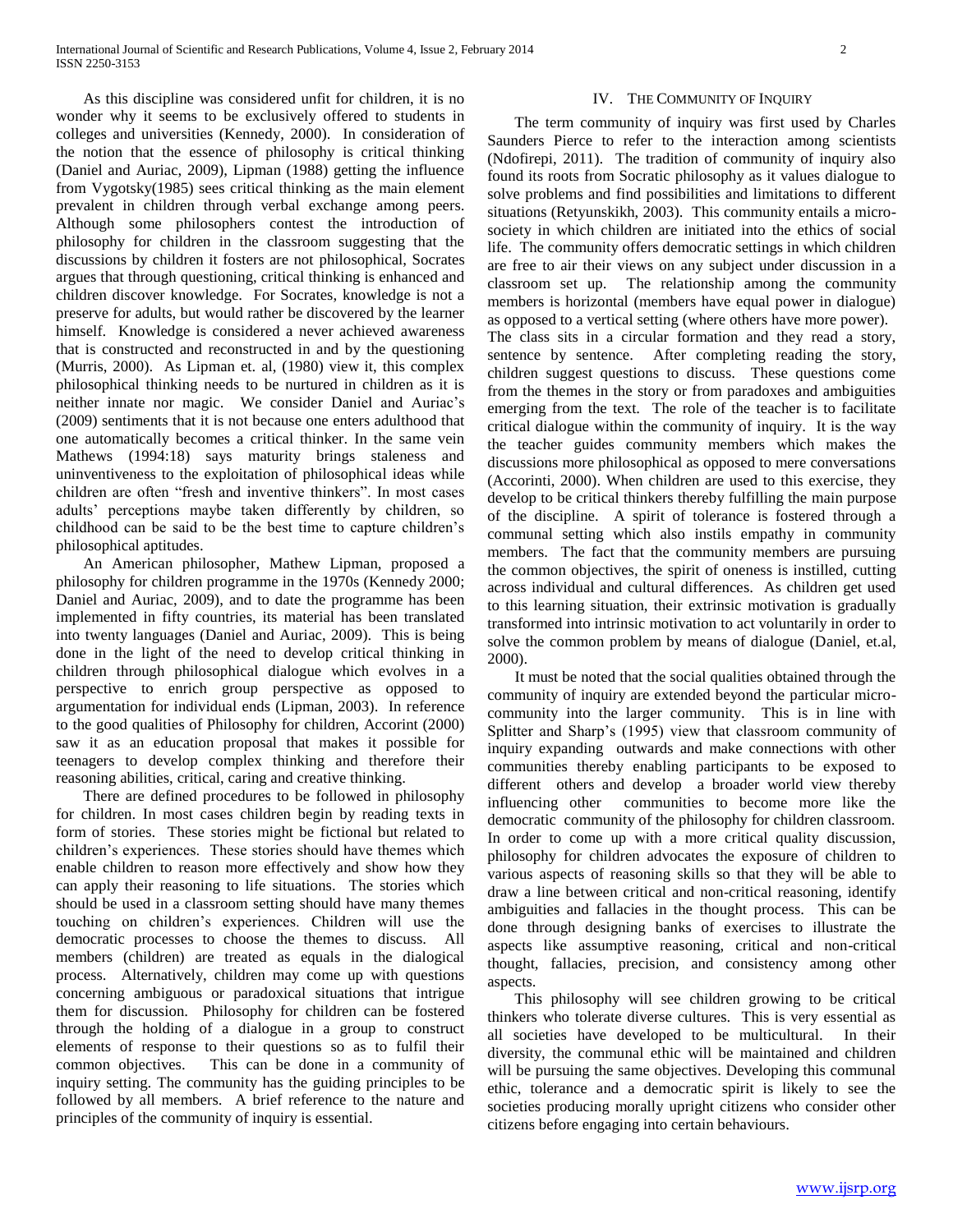As this discipline was considered unfit for children, it is no wonder why it seems to be exclusively offered to students in colleges and universities (Kennedy, 2000). In consideration of the notion that the essence of philosophy is critical thinking (Daniel and Auriac, 2009), Lipman (1988) getting the influence from Vygotsky(1985) sees critical thinking as the main element prevalent in children through verbal exchange among peers. Although some philosophers contest the introduction of philosophy for children in the classroom suggesting that the discussions by children it fosters are not philosophical, Socrates argues that through questioning, critical thinking is enhanced and children discover knowledge. For Socrates, knowledge is not a preserve for adults, but would rather be discovered by the learner himself. Knowledge is considered a never achieved awareness that is constructed and reconstructed in and by the questioning (Murris, 2000). As Lipman et. al, (1980) view it, this complex philosophical thinking needs to be nurtured in children as it is neither innate nor magic. We consider Daniel and Auriac's (2009) sentiments that it is not because one enters adulthood that one automatically becomes a critical thinker. In the same vein Mathews (1994:18) says maturity brings staleness and uninventiveness to the exploitation of philosophical ideas while children are often "fresh and inventive thinkers". In most cases adults' perceptions maybe taken differently by children, so childhood can be said to be the best time to capture children's philosophical aptitudes.

An American philosopher, Mathew Lipman, proposed a philosophy for children programme in the 1970s (Kennedy 2000; Daniel and Auriac, 2009), and to date the programme has been implemented in fifty countries, its material has been translated into twenty languages (Daniel and Auriac, 2009). This is being done in the light of the need to develop critical thinking in children through philosophical dialogue which evolves in a perspective to enrich group perspective as opposed to argumentation for individual ends (Lipman, 2003). In reference to the good qualities of Philosophy for children, Accorint (2000) saw it as an education proposal that makes it possible for teenagers to develop complex thinking and therefore their reasoning abilities, critical, caring and creative thinking.

There are defined procedures to be followed in philosophy for children. In most cases children begin by reading texts in form of stories. These stories might be fictional but related to children's experiences. These stories should have themes which enable children to reason more effectively and show how they can apply their reasoning to life situations. The stories which should be used in a classroom setting should have many themes touching on children's experiences. Children will use the democratic processes to choose the themes to discuss. All members (children) are treated as equals in the dialogical process. Alternatively, children may come up with questions concerning ambiguous or paradoxical situations that intrigue them for discussion. Philosophy for children can be fostered through the holding of a dialogue in a group to construct elements of response to their questions so as to fulfil their common objectives. This can be done in a community of inquiry setting. The community has the guiding principles to be followed by all members. A brief reference to the nature and principles of the community of inquiry is essential.

## IV. The Community of Inquiry

The term community of inquiry was first used by Charles Saunders Pierce to refer to the interaction among scientists (Ndofirepi, 2011). The tradition of community of inquiry also found its roots from Socratic philosophy as it values dialogue to solve problems and find possibilities and limitations to different situations (Retyunskikh, 2003). This community entails a micro-society in which children are initiated into the ethics of social life. The community offers democratic settings in which children are free to air their views on any subject under discussion in a classroom set up. The relationship among the community members is horizontal (members have equal power in dialogue) as opposed to a vertical setting (where others have more power). The class sits in a circular formation and they read a story, sentence by sentence. After completing reading the story, children suggest questions to discuss. These questions come from the themes in the story or from paradoxes and ambiguities emerging from the text. The role of the teacher is to facilitate critical dialogue within the community of inquiry. It is the way the teacher guides community members which makes the discussions more philosophical as opposed to mere conversations (Accorinti, 2000). When children are used to this exercise, they develop to be critical thinkers thereby fulfilling the main purpose of the discipline. A spirit of tolerance is fostered through a communal setting which also instils empathy in community members. The fact that the community members are pursuing the common objectives, the spirit of oneness is instilled, cutting across individual and cultural differences. As children get used to this learning situation, their extrinsic motivation is gradually transformed into intrinsic motivation to act voluntarily in order to solve the common problem by means of dialogue (Daniel, et.al, 2000).

It must be noted that the social qualities obtained through the community of inquiry are extended beyond the particular micro-community into the larger community. This is in line with Splitter and Sharp's (1995) view that classroom community of inquiry expanding outwards and make connections with other communities thereby enabling participants to be exposed to different others and develop a broader world view thereby influencing other communities to become more like the democratic community of the philosophy for children classroom. In order to come up with a more critical quality discussion, philosophy for children advocates the exposure of children to various aspects of reasoning skills so that they will be able to draw a line between critical and non-critical reasoning, identify ambiguities and fallacies in the thought process. This can be done through designing banks of exercises to illustrate the aspects like assumptive reasoning, critical and non-critical thought, fallacies, precision, and consistency among other aspects.

This philosophy will see children growing to be critical thinkers who tolerate diverse cultures. This is very essential as all societies have developed to be multicultural. In their diversity, the communal ethic will be maintained and children will be pursuing the same objectives. Developing this communal ethic, tolerance and a democratic spirit is likely to see the societies producing morally upright citizens who consider other citizens before engaging into certain behaviours.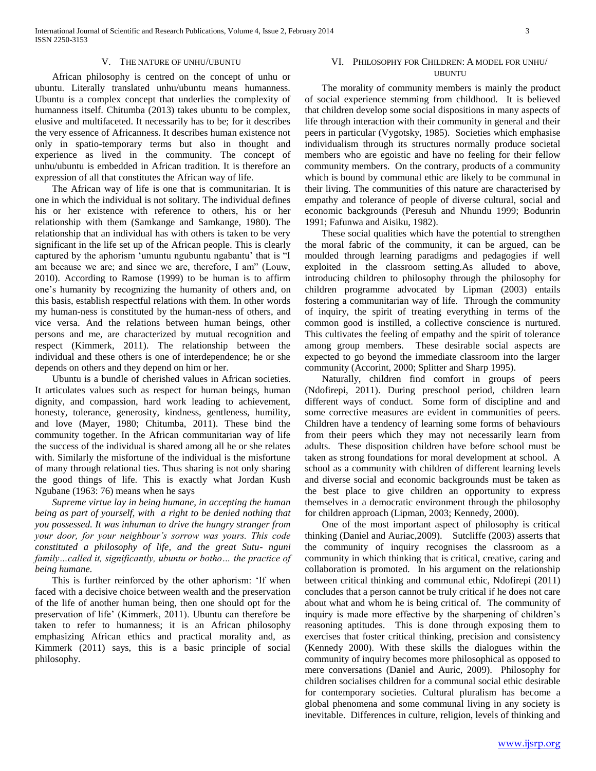## V. The nature of unhu/ubuntu

African philosophy is centred on the concept of unhu or ubuntu. Literally translated unhu/ubuntu means humanness. Ubuntu is a complex concept that underlies the complexity of humanness itself. Chitumba (2013) takes ubuntu to be complex, elusive and multifaceted. It necessarily has to be; for it describes the very essence of Africanness. It describes human existence not only in spatio-temporary terms but also in thought and experience as lived in the community. The concept of unhu/ubuntu is embedded in African tradition. It is therefore an expression of all that constitutes the African way of life.

The African way of life is one that is communitarian. It is one in which the individual is not solitary. The individual defines his or her existence with reference to others, his or her relationship with them (Samkange and Samkange, 1980). The relationship that an individual has with others is taken to be very significant in the life set up of the African people. This is clearly captured by the aphorism 'umuntu ngubuntu ngabantu' that is "I am because we are; and since we are, therefore, I am" (Louw, 2010). According to Ramose (1999) to be human is to affirm one's humanity by recognizing the humanity of others and, on this basis, establish respectful relations with them. In other words my human-ness is constituted by the human-ness of others, and vice versa. And the relations between human beings, other persons and me, are characterized by mutual recognition and respect (Kimmerk, 2011). The relationship between the individual and these others is one of interdependence; he or she depends on others and they depend on him or her.

Ubuntu is a bundle of cherished values in African societies. It articulates values such as respect for human beings, human dignity, and compassion, hard work leading to achievement, honesty, tolerance, generosity, kindness, gentleness, humility, and love (Mayer, 1980; Chitumba, 2011). These bind the community together. In the African communitarian way of life the success of the individual is shared among all he or she relates with. Similarly the misfortune of the individual is the misfortune of many through relational ties. Thus sharing is not only sharing the good things of life. This is exactly what Jordan Kush Ngubane (1963: 76) means when he says

*Supreme virtue lay in being humane, in accepting the human being as part of yourself, with a right to be denied nothing that you possessed. It was inhuman to drive the hungry stranger from your door, for your neighbour's sorrow was yours. This code constituted a philosophy of life, and the great Sutu- nguni family…called it, significantly, ubuntu or botho… the practice of being humane.*

This is further reinforced by the other aphorism: 'If when faced with a decisive choice between wealth and the preservation of the life of another human being, then one should opt for the preservation of life' (Kimmerk, 2011). Ubuntu can therefore be taken to refer to humanness; it is an African philosophy emphasizing African ethics and practical morality and, as Kimmerk (2011) says, this is a basic principle of social philosophy.

## VI. Philosophy for Children: A model for unhu/ ubuntu

The morality of community members is mainly the product of social experience stemming from childhood. It is believed that children develop some social dispositions in many aspects of life through interaction with their community in general and their peers in particular (Vygotsky, 1985). Societies which emphasise individualism through its structures normally produce societal members who are egoistic and have no feeling for their fellow community members. On the contrary, products of a community which is bound by communal ethic are likely to be communal in their living. The communities of this nature are characterised by empathy and tolerance of people of diverse cultural, social and economic backgrounds (Peresuh and Nhundu 1999; Bodunrin 1991; Fafunwa and Aisiku, 1982).

These social qualities which have the potential to strengthen the moral fabric of the community, it can be argued, can be moulded through learning paradigms and pedagogies if well exploited in the classroom setting.As alluded to above, introducing children to philosophy through the philosophy for children programme advocated by Lipman (2003) entails fostering a communitarian way of life. Through the community of inquiry, the spirit of treating everything in terms of the common good is instilled, a collective conscience is nurtured. This cultivates the feeling of empathy and the spirit of tolerance among group members. These desirable social aspects are expected to go beyond the immediate classroom into the larger community (Accorint, 2000; Splitter and Sharp 1995).

Naturally, children find comfort in groups of peers (Ndofirepi, 2011). During preschool period, children learn different ways of conduct. Some form of discipline and and some corrective measures are evident in communities of peers. Children have a tendency of learning some forms of behaviours from their peers which they may not necessarily learn from adults. These disposition children have before school must be taken as strong foundations for moral development at school. A school as a community with children of different learning levels and diverse social and economic backgrounds must be taken as the best place to give children an opportunity to express themselves in a democratic environment through the philosophy for children approach (Lipman, 2003; Kennedy, 2000).

One of the most important aspect of philosophy is critical thinking (Daniel and Auriac,2009). Sutcliffe (2003) asserts that the community of inquiry recognises the classroom as a community in which thinking that is critical, creative, caring and collaboration is promoted. In his argument on the relationship between critical thinking and communal ethic, Ndofirepi (2011) concludes that a person cannot be truly critical if he does not care about what and whom he is being critical of. The community of inquiry is made more effective by the sharpening of children's reasoning aptitudes. This is done through exposing them to exercises that foster critical thinking, precision and consistency (Kennedy 2000). With these skills the dialogues within the community of inquiry becomes more philosophical as opposed to mere conversations (Daniel and Auric, 2009). Philosophy for children socialises children for a communal social ethic desirable for contemporary societies. Cultural pluralism has become a global phenomena and some communal living in any society is inevitable. Differences in culture, religion, levels of thinking and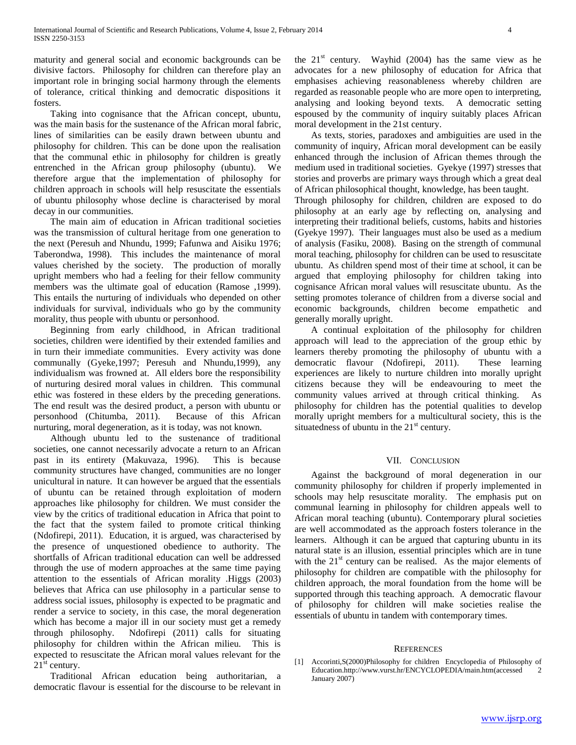maturity and general social and economic backgrounds can be divisive factors. Philosophy for children can therefore play an important role in bringing social harmony through the elements of tolerance, critical thinking and democratic dispositions it fosters.

Taking into cognisance that the African concept, ubuntu, was the main basis for the sustenance of the African moral fabric, lines of similarities can be easily drawn between ubuntu and philosophy for children. This can be done upon the realisation that the communal ethic in philosophy for children is greatly entrenched in the African group philosophy (ubuntu). We therefore argue that the implementation of philosophy for children approach in schools will help resuscitate the essentials of ubuntu philosophy whose decline is characterised by moral decay in our communities.

The main aim of education in African traditional societies was the transmission of cultural heritage from one generation to the next (Peresuh and Nhundu, 1999; Fafunwa and Aisiku 1976; Taberondwa, 1998). This includes the maintenance of moral values cherished by the society. The production of morally upright members who had a feeling for their fellow community members was the ultimate goal of education (Ramose ,1999). This entails the nurturing of individuals who depended on other individuals for survival, individuals who go by the community morality, thus people with ubuntu or personhood.

Beginning from early childhood, in African traditional societies, children were identified by their extended families and in turn their immediate communities. Every activity was done communally (Gyeke,1997; Peresuh and Nhundu,1999), any individualism was frowned at. All elders bore the responsibility of nurturing desired moral values in children. This communal ethic was fostered in these elders by the preceding generations. The end result was the desired product, a person with ubuntu or personhood (Chitumba, 2011). Because of this African nurturing, moral degeneration, as it is today, was not known.

Although ubuntu led to the sustenance of traditional societies, one cannot necessarily advocate a return to an African past in its entirety (Makuvaza, 1996). This is because community structures have changed, communities are no longer unicultural in nature. It can however be argued that the essentials of ubuntu can be retained through exploitation of modern approaches like philosophy for children. We must consider the view by the critics of traditional education in Africa that point to the fact that the system failed to promote critical thinking (Ndofirepi, 2011). Education, it is argued, was characterised by the presence of unquestioned obedience to authority. The shortfalls of African traditional education can well be addressed through the use of modern approaches at the same time paying attention to the essentials of African morality .Higgs (2003) believes that Africa can use philosophy in a particular sense to address social issues, philosophy is expected to be pragmatic and render a service to society, in this case, the moral degeneration which has become a major ill in our society must get a remedy through philosophy. Ndofirepi (2011) calls for situating philosophy for children within the African milieu. This is expected to resuscitate the African moral values relevant for the 21st century.

Traditional African education being authoritarian, a democratic flavour is essential for the discourse to be relevant in the 21st century. Wayhid (2004) has the same view as he advocates for a new philosophy of education for Africa that emphasises achieving reasonableness whereby children are regarded as reasonable people who are more open to interpreting, analysing and looking beyond texts. A democratic setting espoused by the community of inquiry suitably places African moral development in the 21st century.

As texts, stories, paradoxes and ambiguities are used in the community of inquiry, African moral development can be easily enhanced through the inclusion of African themes through the medium used in traditional societies. Gyekye (1997) stresses that stories and proverbs are primary ways through which a great deal of African philosophical thought, knowledge, has been taught.

Through philosophy for children, children are exposed to do philosophy at an early age by reflecting on, analysing and interpreting their traditional beliefs, customs, habits and histories (Gyekye 1997). Their languages must also be used as a medium of analysis (Fasiku, 2008). Basing on the strength of communal moral teaching, philosophy for children can be used to resuscitate ubuntu. As children spend most of their time at school, it can be argued that employing philosophy for children taking into cognisance African moral values will resuscitate ubuntu. As the setting promotes tolerance of children from a diverse social and economic backgrounds, children become empathetic and generally morally upright.

A continual exploitation of the philosophy for children approach will lead to the appreciation of the group ethic by learners thereby promoting the philosophy of ubuntu with a democratic flavour (Ndofirepi, 2011). These learning experiences are likely to nurture children into morally upright citizens because they will be endeavouring to meet the community values arrived at through critical thinking. As philosophy for children has the potential qualities to develop morally upright members for a multicultural society, this is the situatedness of ubuntu in the 21st century.

## VII. Conclusion

Against the background of moral degeneration in our community philosophy for children if properly implemented in schools may help resuscitate morality. The emphasis put on communal learning in philosophy for children appeals well to African moral teaching (ubuntu). Contemporary plural societies are well accommodated as the approach fosters tolerance in the learners. Although it can be argued that capturing ubuntu in its natural state is an illusion, essential principles which are in tune with the 21st century can be realised. As the major elements of philosophy for children are compatible with the philosophy for children approach, the moral foundation from the home will be supported through this teaching approach. A democratic flavour of philosophy for children will make societies realise the essentials of ubuntu in tandem with contemporary times.

## References

[1] Accorinti,S(2000)Philosophy for children Encyclopedia of Philosophy of Education.http://www.vurst.hr/ENCYCLOPEDIA/main.htm(accessed 2 January 2007)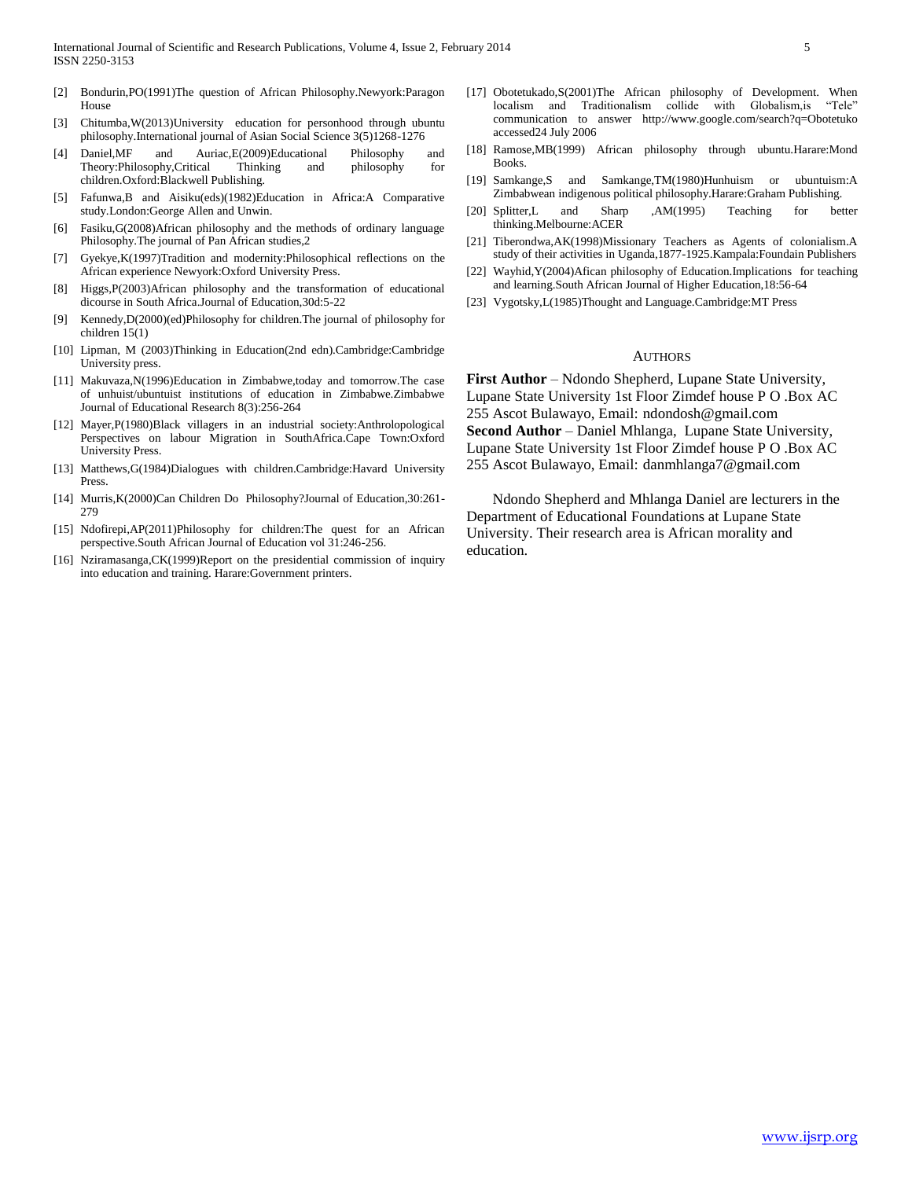[2] Bondurin,PO(1991)The question of African Philosophy.Newyork:Paragon House

[3] Chitumba,W(2013)University education for personhood through ubuntu philosophy.International journal of Asian Social Science 3(5)1268-1276

[4] Daniel,MF and Auriac,E(2009)Educational Philosophy and Theory:Philosophy,Critical Thinking and philosophy for children.Oxford:Blackwell Publishing.

[5] Fafunwa,B and Aisiku(eds)(1982)Education in Africa:A Comparative study.London:George Allen and Unwin.

[6] Fasiku,G(2008)African philosophy and the methods of ordinary language Philosophy.The journal of Pan African studies,2

[7] Gyekye,K(1997)Tradition and modernity:Philosophical reflections on the African experience Newyork:Oxford University Press.

[8] Higgs,P(2003)African philosophy and the transformation of educational dicourse in South Africa.Journal of Education,30d:5-22

[9] Kennedy,D(2000)(ed)Philosophy for children.The journal of philosophy for children 15(1)

[10] Lipman, M (2003)Thinking in Education(2nd edn).Cambridge:Cambridge University press.

[11] Makuvaza,N(1996)Education in Zimbabwe,today and tomorrow.The case of unhuist/ubuntuist institutions of education in Zimbabwe.Zimbabwe Journal of Educational Research 8(3):256-264

[12] Mayer,P(1980)Black villagers in an industrial society:Anthrolopological Perspectives on labour Migration in SouthAfrica.Cape Town:Oxford University Press.

[13] Matthews,G(1984)Dialogues with children.Cambridge:Havard University Press.

[14] Murris,K(2000)Can Children Do Philosophy?Journal of Education,30:261-279

[15] Ndofirepi,AP(2011)Philosophy for children:The quest for an African perspective.South African Journal of Education vol 31:246-256.

[16] Nziramasanga,CK(1999)Report on the presidential commission of inquiry into education and training. Harare:Government printers.

[17] Obotetukado,S(2001)The African philosophy of Development. When localism and Traditionalism collide with Globalism,is "Tele" communication to answer http://www.google.com/search?q=Obotetuko accessed24 July 2006

[18] Ramose,MB(1999) African philosophy through ubuntu.Harare:Mond Books.

[19] Samkange,S and Samkange,TM(1980)Hunhuism or ubuntuism:A Zimbabwean indigenous political philosophy.Harare:Graham Publishing.

[20] Splitter,L and Sharp ,AM(1995) Teaching for better thinking.Melbourne:ACER

[21] Tiberondwa,AK(1998)Missionary Teachers as Agents of colonialism.A study of their activities in Uganda,1877-1925.Kampala:Foundain Publishers

[22] Wayhid,Y(2004)Afican philosophy of Education.Implications for teaching and learning.South African Journal of Higher Education,18:56-64

[23] Vygotsky,L(1985)Thought and Language.Cambridge:MT Press

## Authors

**First Author** – Ndondo Shepherd, Lupane State University, Lupane State University 1st Floor Zimdef house P O .Box AC 255 Ascot Bulawayo, Email: ndondosh@gmail.com

**Second Author** – Daniel Mhlanga, Lupane State University, Lupane State University 1st Floor Zimdef house P O .Box AC 255 Ascot Bulawayo, Email: danmhlanga7@gmail.com

Ndondo Shepherd and Mhlanga Daniel are lecturers in the Department of Educational Foundations at Lupane State University. Their research area is African morality and education.